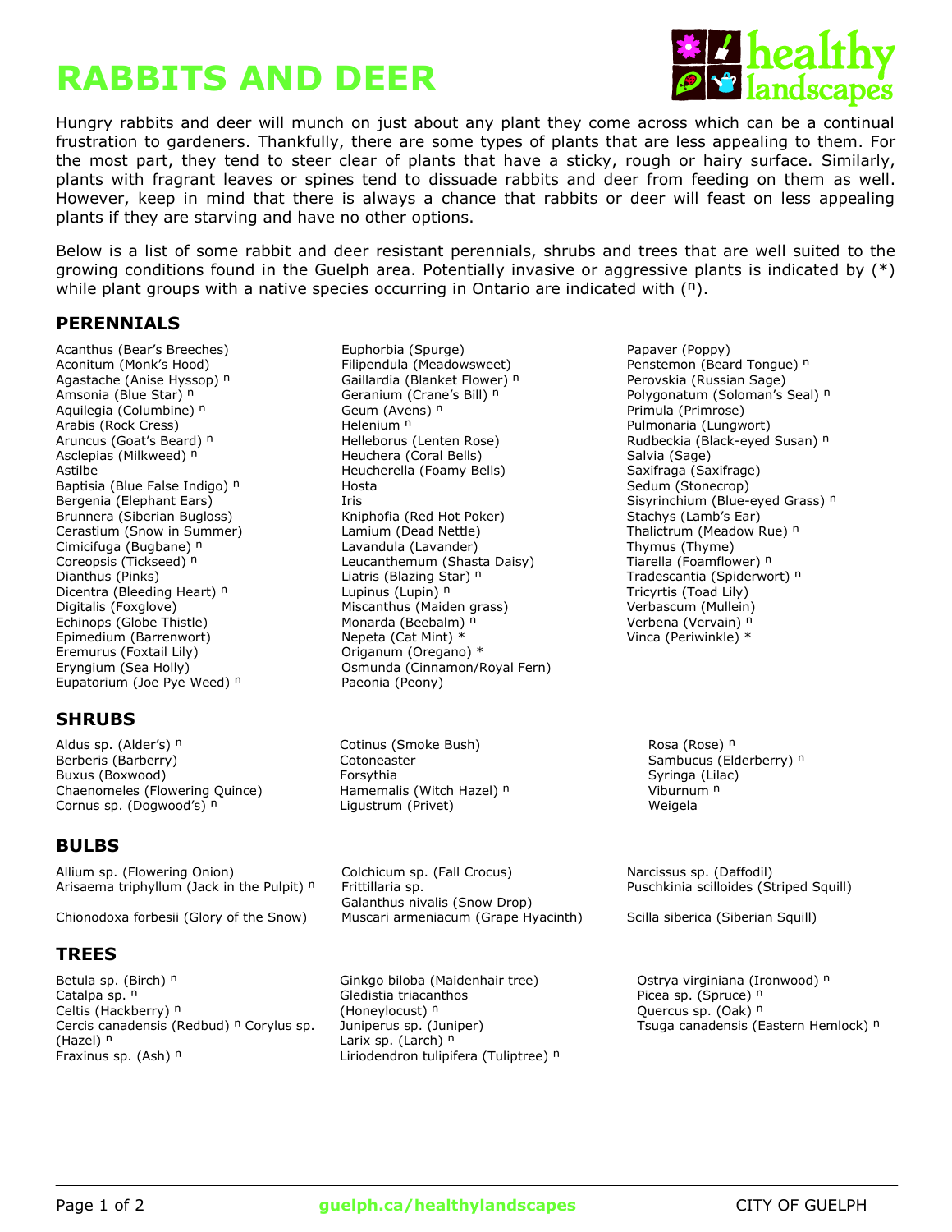# RABBITS AND DEER

Hungry rabbits and deer will munch on just about any plant they come across which can be a continual frustration to gardeners. Thankfully, there are some types of plants that are less appealing to them. For the most part, they tend to steer clear of plants that have a sticky, rough or hairy surface. Similarly, plants with fragrant leaves or spines tend to dissuade rabbits and deer from feeding on them as well. However, keep in mind that there is always a chance that rabbits or deer will feast on less appealing plants if they are starving and have no other options.

Below is a list of some rabbit and deer resistant perennials, shrubs and trees that are well suited to the growing conditions found in the Guelph area. Potentially invasive or aggressive plants is indicated by (*) while plant groups with a native species occurring in Ontario are indicated with ([n]).

## PERENNIALS

- Acanthus (Bear's Breeches)
- Aconitum (Monk's Hood)
- Agastache (Anise Hyssop) [n]
- Amsonia (Blue Star) [n]
- Aquilegia (Columbine) [n]
- Arabis (Rock Cress)
- Aruncus (Goat's Beard) [n]
- Asclepias (Milkweed) [n]
- Astilbe
- Baptisia (Blue False Indigo) [n]
- Bergenia (Elephant Ears)
- Brunnera (Siberian Bugloss)
- Cerastium (Snow in Summer)
- Cimicifuga (Bugbane) [n]
- Coreopsis (Tickseed) [n]
- Dianthus (Pinks)
- Dicentra (Bleeding Heart) [n]
- Digitalis (Foxglove)
- Echinops (Globe Thistle)
- Epimedium (Barrenwort)
- Eremurus (Foxtail Lily)
- Eryngium (Sea Holly)
- Eupatorium (Joe Pye Weed) [n]
- Euphorbia (Spurge)
- Filipendula (Meadowsweet)
- Gaillardia (Blanket Flower) [n]
- Geranium (Crane's Bill) [n]
- Geum (Avens) [n]
- Helenium [n]
- Helleborus (Lenten Rose)
- Heuchera (Coral Bells)
- Heucherella (Foamy Bells)
- Hosta
- Iris
- Kniphofia (Red Hot Poker)
- Lamium (Dead Nettle)
- Lavandula (Lavander)
- Leucanthemum (Shasta Daisy)
- Liatris (Blazing Star) [n]
- Lupinus (Lupin) [n]
- Miscanthus (Maiden grass)
- Monarda (Beebalm) [n]
- Nepeta (Cat Mint) *
- Origanum (Oregano) *
- Osmunda (Cinnamon/Royal Fern)
- Paeonia (Peony)
- Papaver (Poppy)
- Penstemon (Beard Tongue) [n]
- Perovskia (Russian Sage)
- Polygonatum (Soloman's Seal) [n]
- Primula (Primrose)
- Pulmonaria (Lungwort)
- Rudbeckia (Black-eyed Susan) [n]
- Salvia (Sage)
- Saxifraga (Saxifrage)
- Sedum (Stonecrop)
- Sisyrinchium (Blue-eyed Grass) [n]
- Stachys (Lamb's Ear)
- Thalictrum (Meadow Rue) [n]
- Thymus (Thyme)
- Tiarella (Foamflower) [n]
- Tradescantia (Spiderwort) [n]
- Tricyrtis (Toad Lily)
- Verbascum (Mullein)
- Verbena (Vervain) [n]
- Vinca (Periwinkle) *

## SHRUBS

- Aldus sp. (Alder's) [n]
- Berberis (Barberry)
- Buxus (Boxwood)
- Chaenomeles (Flowering Quince)
- Cornus sp. (Dogwood's) [n]
- Cotinus (Smoke Bush)
- Cotoneaster
- Forsythia
- Hamemalis (Witch Hazel) [n]
- Ligustrum (Privet)
- Rosa (Rose) [n]
- Sambucus (Elderberry) [n]
- Syringa (Lilac)
- Viburnum [n]
- Weigela

## BULBS

- Allium sp. (Flowering Onion)
- Arisaema triphyllum (Jack in the Pulpit) [n]
- Chionodoxa forbesii (Glory of the Snow)
- Colchicum sp. (Fall Crocus)
- Frittillaria sp.
- Galanthus nivalis (Snow Drop)
- Muscari armeniacum (Grape Hyacinth)
- Narcissus sp. (Daffodil)
- Puschkinia scilloides (Striped Squill)
- Scilla siberica (Siberian Squill)

## TREES

- Betula sp. (Birch) [n]
- Catalpa sp. [n]
- Celtis (Hackberry) [n]
- Cercis canadensis (Redbud) [n]
- Corylus sp. (Hazel) [n]
- Fraxinus sp. (Ash) [n]
- Ginkgo biloba (Maidenhair tree)
- Gledistia triacanthos (Honeylocust) [n]
- Juniperus sp. (Juniper)
- Larix sp. (Larch) [n]
- Liriodendron tulipifera (Tuliptree) [n]
- Ostrya virginiana (Ironwood) [n]
- Picea sp. (Spruce) [n]
- Quercus sp. (Oak) [n]
- Tsuga canadensis (Eastern Hemlock) [n]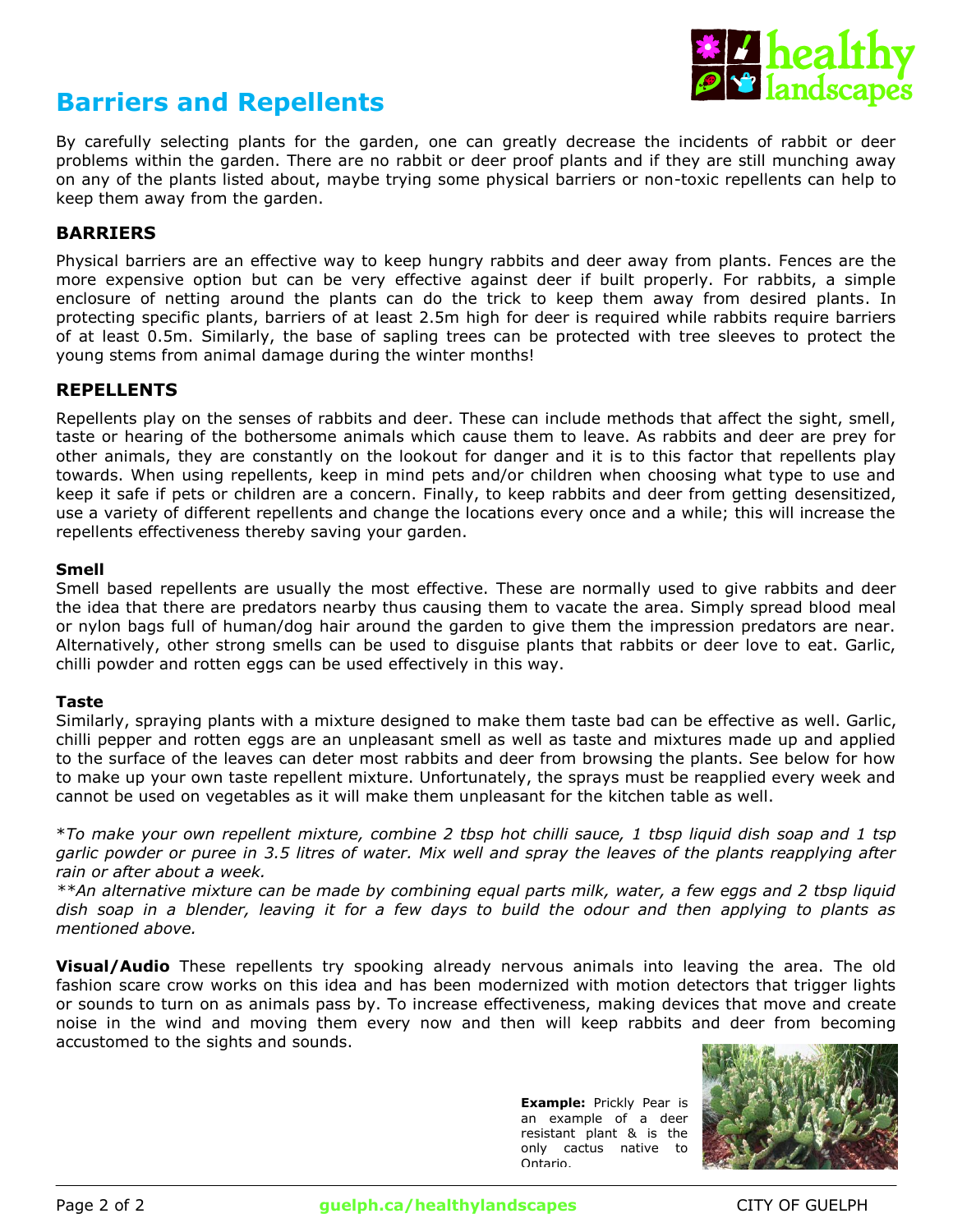# Barriers and Repellents

By carefully selecting plants for the garden, one can greatly decrease the incidents of rabbit or deer problems within the garden. There are no rabbit or deer proof plants and if they are still munching away on any of the plants listed about, maybe trying some physical barriers or non-toxic repellents can help to keep them away from the garden.

## BARRIERS

Physical barriers are an effective way to keep hungry rabbits and deer away from plants. Fences are the more expensive option but can be very effective against deer if built properly. For rabbits, a simple enclosure of netting around the plants can do the trick to keep them away from desired plants. In protecting specific plants, barriers of at least 2.5m high for deer is required while rabbits require barriers of at least 0.5m. Similarly, the base of sapling trees can be protected with tree sleeves to protect the young stems from animal damage during the winter months!

## REPELLENTS

Repellents play on the senses of rabbits and deer. These can include methods that affect the sight, smell, taste or hearing of the bothersome animals which cause them to leave. As rabbits and deer are prey for other animals, they are constantly on the lookout for danger and it is to this factor that repellents play towards. When using repellents, keep in mind pets and/or children when choosing what type to use and keep it safe if pets or children are a concern. Finally, to keep rabbits and deer from getting desensitized, use a variety of different repellents and change the locations every once and a while; this will increase the repellents effectiveness thereby saving your garden.

### Smell

Smell based repellents are usually the most effective. These are normally used to give rabbits and deer the idea that there are predators nearby thus causing them to vacate the area. Simply spread blood meal or nylon bags full of human/dog hair around the garden to give them the impression predators are near. Alternatively, other strong smells can be used to disguise plants that rabbits or deer love to eat. Garlic, chilli powder and rotten eggs can be used effectively in this way.

### Taste

Similarly, spraying plants with a mixture designed to make them taste bad can be effective as well. Garlic, chilli pepper and rotten eggs are an unpleasant smell as well as taste and mixtures made up and applied to the surface of the leaves can deter most rabbits and deer from browsing the plants. See below for how to make up your own taste repellent mixture. Unfortunately, the sprays must be reapplied every week and cannot be used on vegetables as it will make them unpleasant for the kitchen table as well.

*\*To make your own repellent mixture, combine 2 tbsp hot chilli sauce, 1 tbsp liquid dish soap and 1 tsp garlic powder or puree in 3.5 litres of water. Mix well and spray the leaves of the plants reapplying after rain or after about a week.*

*\*\*An alternative mixture can be made by combining equal parts milk, water, a few eggs and 2 tbsp liquid dish soap in a blender, leaving it for a few days to build the odour and then applying to plants as mentioned above.*

**Visual/Audio** These repellents try spooking already nervous animals into leaving the area. The old fashion scare crow works on this idea and has been modernized with motion detectors that trigger lights or sounds to turn on as animals pass by. To increase effectiveness, making devices that move and create noise in the wind and moving them every now and then will keep rabbits and deer from becoming accustomed to the sights and sounds.

**Example:** Prickly Pear is an example of a deer resistant plant & is the only cactus native to Ontario.